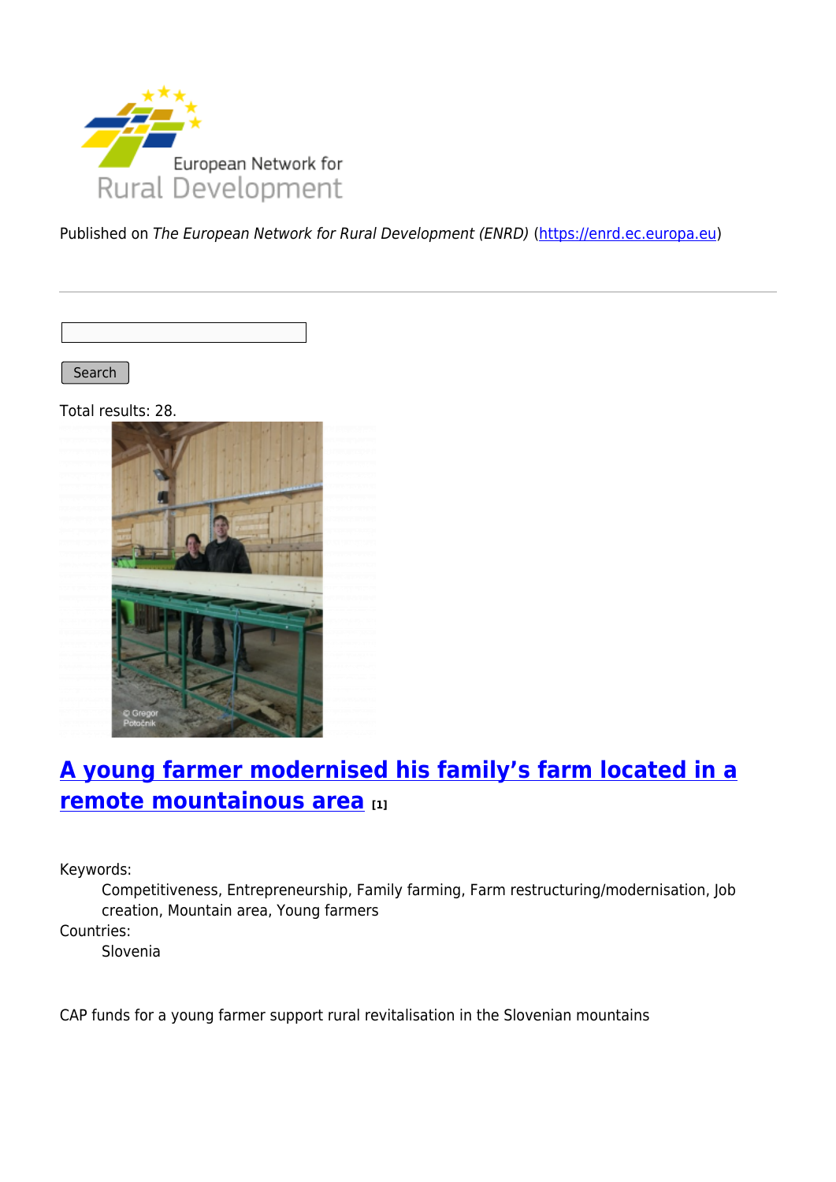Published on *The European Network for Rural Development (ENRD)* (https://enrd.ec.europa.eu)

Search

Total results: 28.

## A young farmer modernised his family's farm located in a remote mountainous area [1]

Keywords:
: Competitiveness, Entrepreneurship, Family farming, Farm restructuring/modernisation, Job creation, Mountain area, Young farmers

Countries:
: Slovenia

CAP funds for a young farmer support rural revitalisation in the Slovenian mountains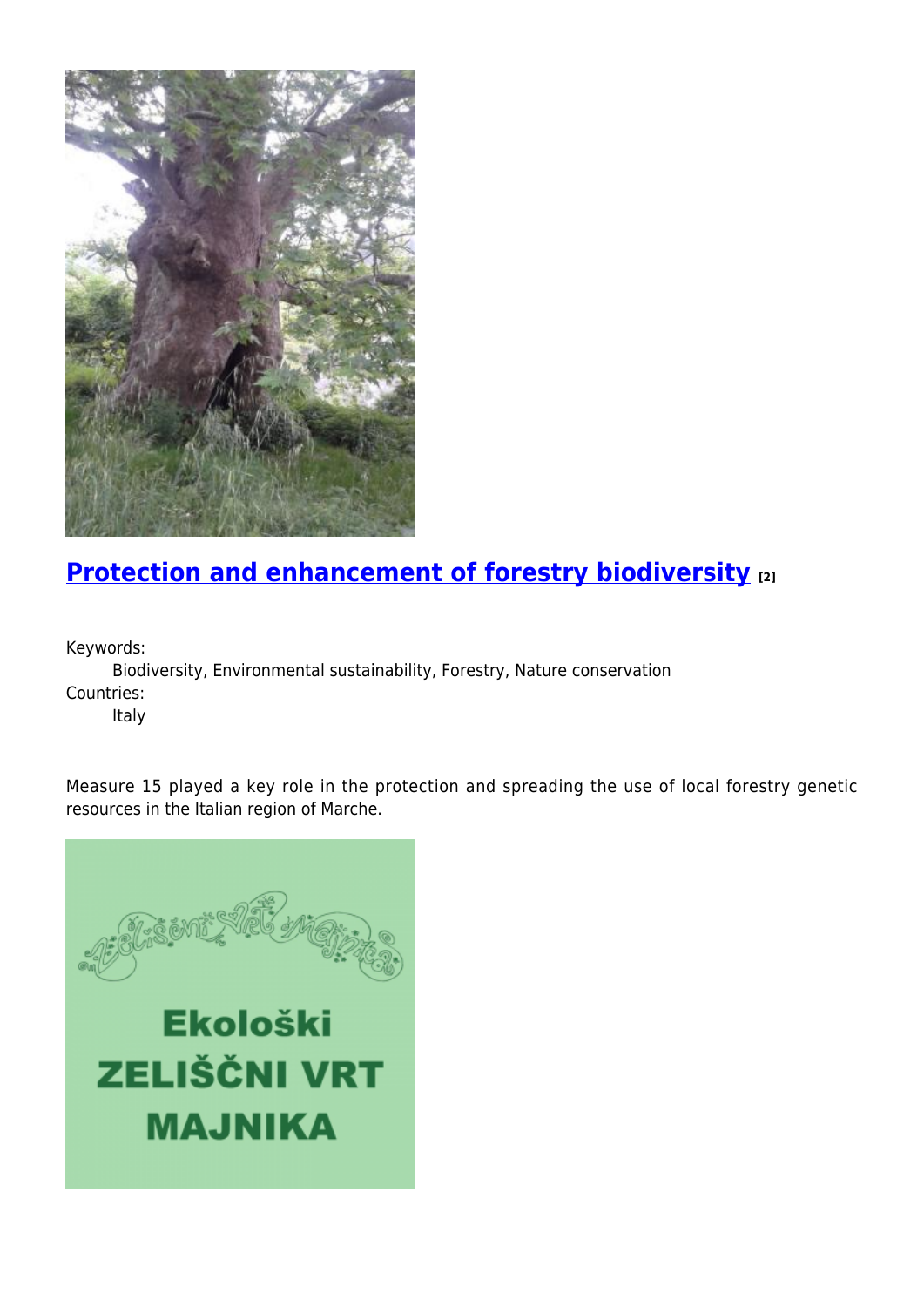## Protection and enhancement of forestry biodiversity [2]

Keywords:

Biodiversity, Environmental sustainability, Forestry, Nature conservation

Countries:

Italy

Measure 15 played a key role in the protection and spreading the use of local forestry genetic resources in the Italian region of Marche.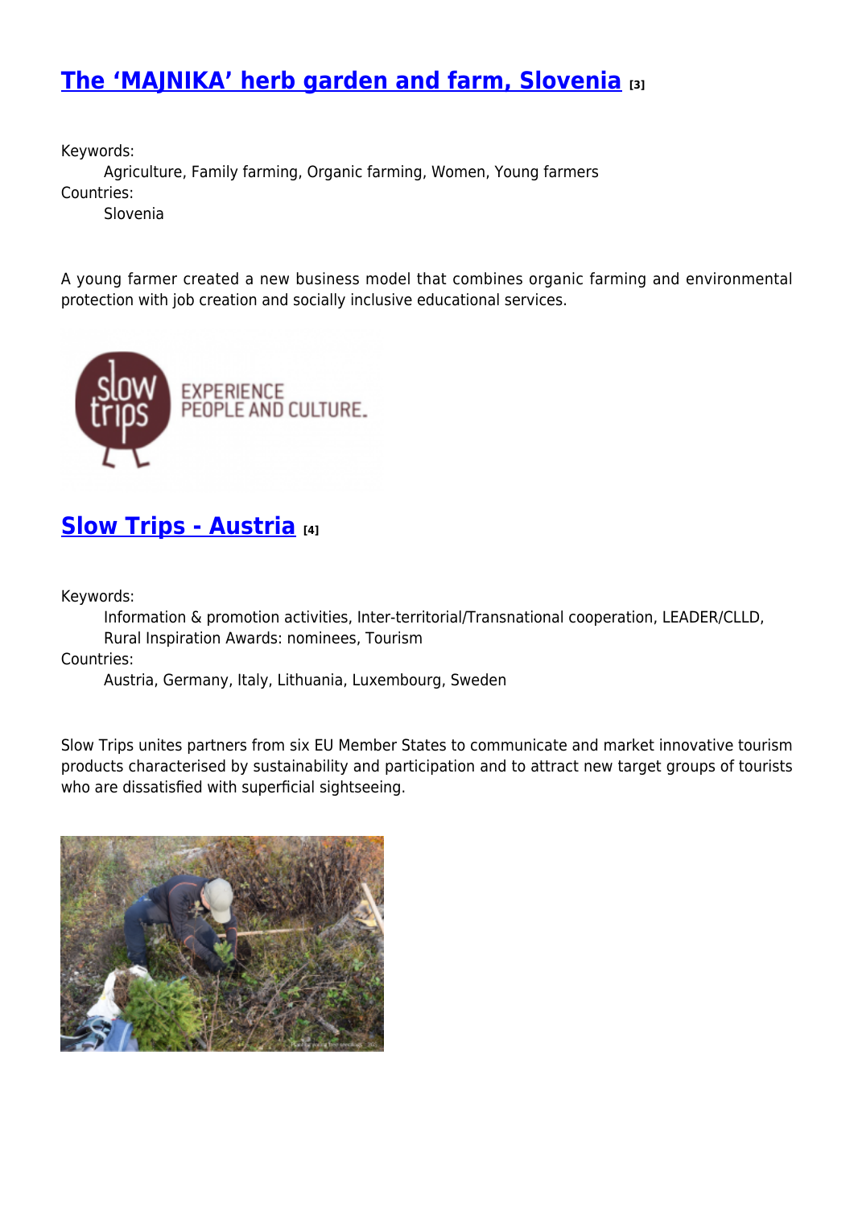## The 'MAJNIKA' herb garden and farm, Slovenia [3]

Keywords:
: Agriculture, Family farming, Organic farming, Women, Young farmers

Countries:
: Slovenia

A young farmer created a new business model that combines organic farming and environmental protection with job creation and socially inclusive educational services.

## Slow Trips - Austria [4]

Keywords:
: Information & promotion activities, Inter-territorial/Transnational cooperation, LEADER/CLLD, Rural Inspiration Awards: nominees, Tourism

Countries:
: Austria, Germany, Italy, Lithuania, Luxembourg, Sweden

Slow Trips unites partners from six EU Member States to communicate and market innovative tourism products characterised by sustainability and participation and to attract new target groups of tourists who are dissatisfied with superficial sightseeing.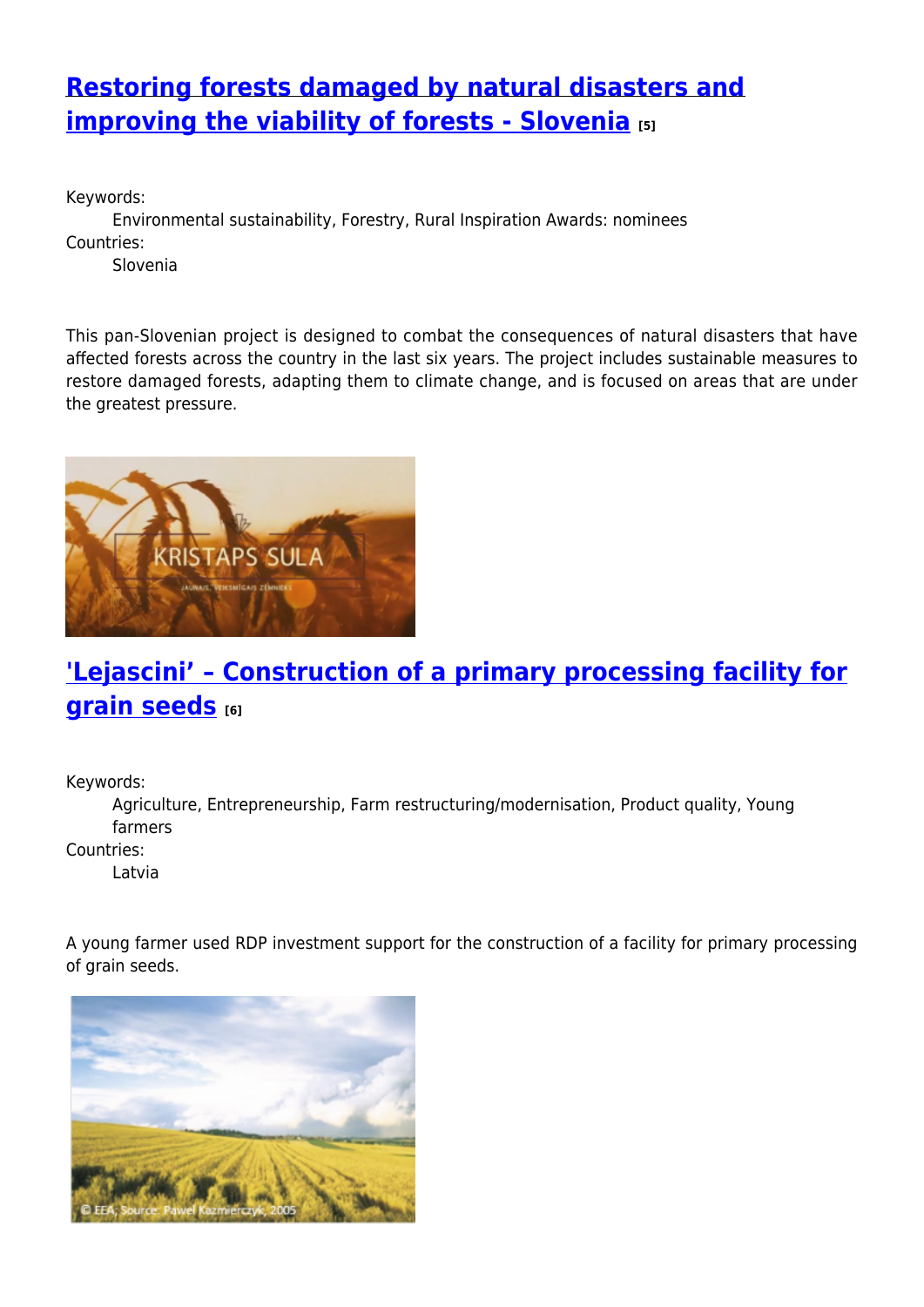## [Restoring forests damaged by natural disasters and improving the viability of forests - Slovenia](#) [5]

Keywords:
: Environmental sustainability, Forestry, Rural Inspiration Awards: nominees

Countries:
: Slovenia

This pan-Slovenian project is designed to combat the consequences of natural disasters that have affected forests across the country in the last six years. The project includes sustainable measures to restore damaged forests, adapting them to climate change, and is focused on areas that are under the greatest pressure.

## ['Lejascini' – Construction of a primary processing facility for grain seeds](#) [6]

Keywords:
: Agriculture, Entrepreneurship, Farm restructuring/modernisation, Product quality, Young farmers

Countries:
: Latvia

A young farmer used RDP investment support for the construction of a facility for primary processing of grain seeds.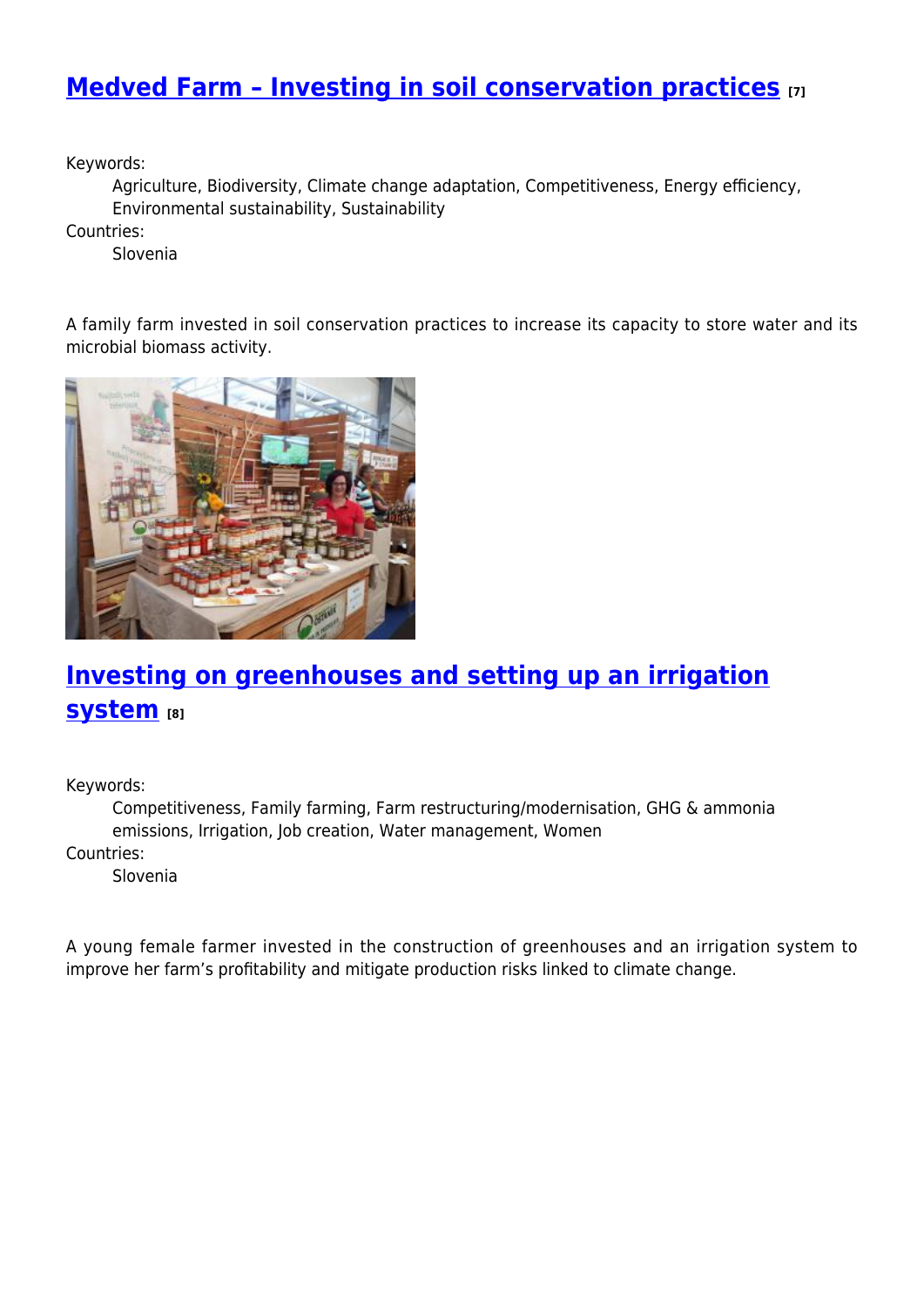## Medved Farm – Investing in soil conservation practices [7]

Keywords:

Agriculture, Biodiversity, Climate change adaptation, Competitiveness, Energy efficiency, Environmental sustainability, Sustainability

Countries:

Slovenia

A family farm invested in soil conservation practices to increase its capacity to store water and its microbial biomass activity.

## Investing on greenhouses and setting up an irrigation system [8]

Keywords:

Competitiveness, Family farming, Farm restructuring/modernisation, GHG & ammonia emissions, Irrigation, Job creation, Water management, Women

Countries:

Slovenia

A young female farmer invested in the construction of greenhouses and an irrigation system to improve her farm's profitability and mitigate production risks linked to climate change.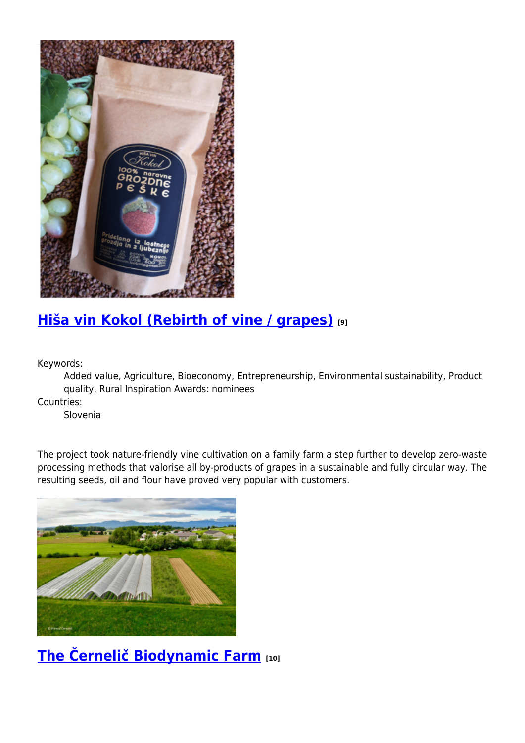## [Hiša vin Kokol (Rebirth of vine / grapes)] [9]

Keywords:

Added value, Agriculture, Bioeconomy, Entrepreneurship, Environmental sustainability, Product quality, Rural Inspiration Awards: nominees

Countries:

Slovenia

The project took nature-friendly vine cultivation on a family farm a step further to develop zero-waste processing methods that valorise all by-products of grapes in a sustainable and fully circular way. The resulting seeds, oil and flour have proved very popular with customers.

## [The Černelič Biodynamic Farm] [10]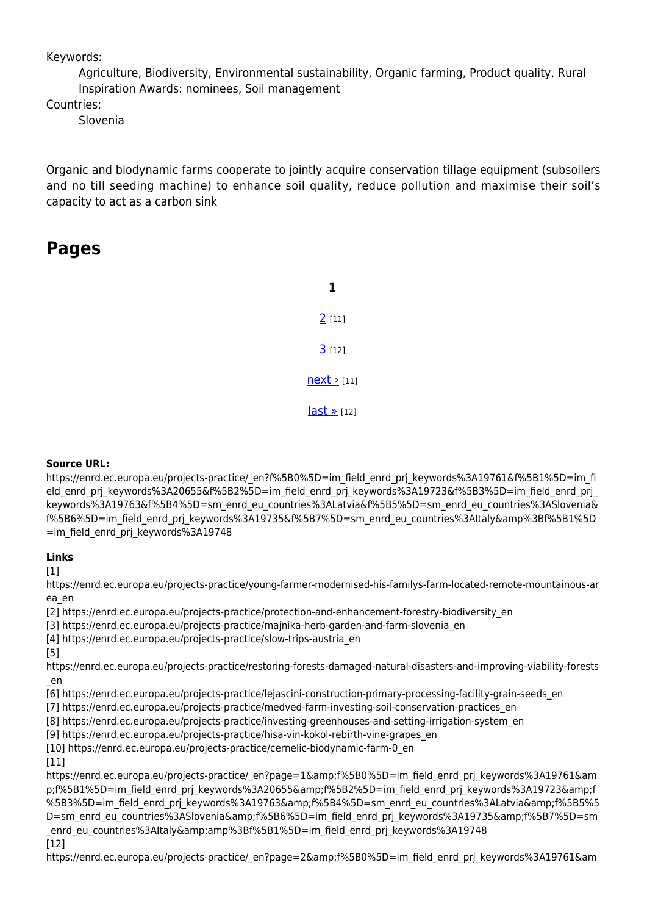Keywords:

Agriculture, Biodiversity, Environmental sustainability, Organic farming, Product quality, Rural Inspiration Awards: nominees, Soil management

Countries:

Slovenia

Organic and biodynamic farms cooperate to jointly acquire conservation tillage equipment (subsoilers and no till seeding machine) to enhance soil quality, reduce pollution and maximise their soil's capacity to act as a carbon sink

## Pages

**1**

2 [11]

3 [12]

next › [11]

last » [12]

---

**Source URL:**
https://enrd.ec.europa.eu/projects-practice/_en?f%5B0%5D=im_field_enrd_prj_keywords%3A19761&f%5B1%5D=im_field_enrd_prj_keywords%3A20655&f%5B2%5D=im_field_enrd_prj_keywords%3A19723&f%5B3%5D=im_field_enrd_prj_keywords%3A19763&f%5B4%5D=sm_enrd_eu_countries%3ALatvia&f%5B5%5D=sm_enrd_eu_countries%3ASlovenia&f%5B6%5D=im_field_enrd_prj_keywords%3A19735&f%5B7%5D=sm_enrd_eu_countries%3AItaly&amp%3Bf%5B1%5D=im_field_enrd_prj_keywords%3A19748

**Links**

[1] https://enrd.ec.europa.eu/projects-practice/young-farmer-modernised-his-familys-farm-located-remote-mountainous-area_en

[2] https://enrd.ec.europa.eu/projects-practice/protection-and-enhancement-forestry-biodiversity_en

[3] https://enrd.ec.europa.eu/projects-practice/majnika-herb-garden-and-farm-slovenia_en

[4] https://enrd.ec.europa.eu/projects-practice/slow-trips-austria_en

[5] https://enrd.ec.europa.eu/projects-practice/restoring-forests-damaged-natural-disasters-and-improving-viability-forests_en

[6] https://enrd.ec.europa.eu/projects-practice/lejascini-construction-primary-processing-facility-grain-seeds_en

[7] https://enrd.ec.europa.eu/projects-practice/medved-farm-investing-soil-conservation-practices_en

[8] https://enrd.ec.europa.eu/projects-practice/investing-greenhouses-and-setting-irrigation-system_en

[9] https://enrd.ec.europa.eu/projects-practice/hisa-vin-kokol-rebirth-vine-grapes_en

[10] https://enrd.ec.europa.eu/projects-practice/cernelic-biodynamic-farm-0_en

[11] https://enrd.ec.europa.eu/projects-practice/_en?page=1&amp;f%5B0%5D=im_field_enrd_prj_keywords%3A19761&amp;f%5B1%5D=im_field_enrd_prj_keywords%3A20655&amp;f%5B2%5D=im_field_enrd_prj_keywords%3A19723&amp;f%5B3%5D=im_field_enrd_prj_keywords%3A19763&amp;f%5B4%5D=sm_enrd_eu_countries%3ALatvia&amp;f%5B5%5D=sm_enrd_eu_countries%3ASlovenia&amp;f%5B6%5D=im_field_enrd_prj_keywords%3A19735&amp;f%5B7%5D=sm_enrd_eu_countries%3AItaly&amp;amp%3Bf%5B1%5D=im_field_enrd_prj_keywords%3A19748

[12] https://enrd.ec.europa.eu/projects-practice/_en?page=2&amp;f%5B0%5D=im_field_enrd_prj_keywords%3A19761&am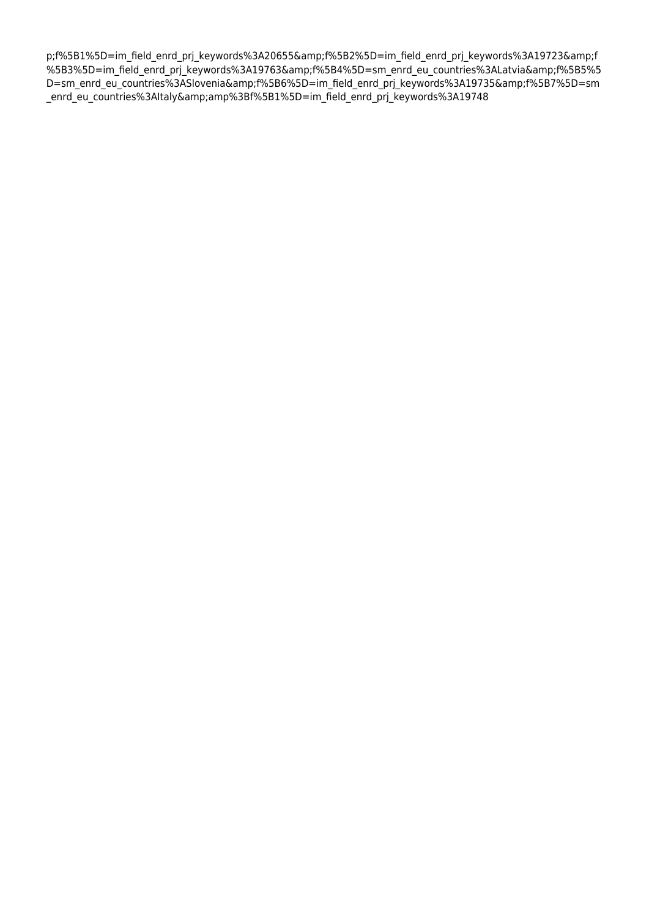p;f%5B1%5D=im_field_enrd_prj_keywords%3A20655&amp;f%5B2%5D=im_field_enrd_prj_keywords%3A19723&amp;f%5B3%5D=im_field_enrd_prj_keywords%3A19763&amp;f%5B4%5D=sm_enrd_eu_countries%3ALatvia&amp;f%5B5%5D=sm_enrd_eu_countries%3ASlovenia&amp;f%5B6%5D=im_field_enrd_prj_keywords%3A19735&amp;f%5B7%5D=sm_enrd_eu_countries%3AItaly&amp;amp%3Bf%5B1%5D=im_field_enrd_prj_keywords%3A19748